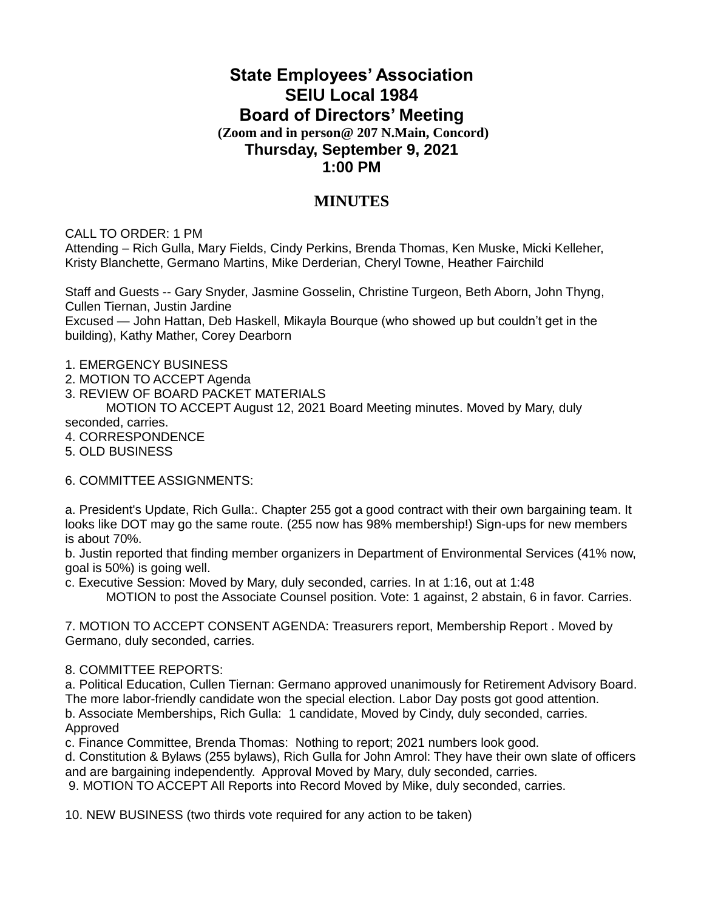# State Employees' Association
# SEIU Local 1984
# Board of Directors' Meeting

**(Zoom and in person@ 207 N.Main, Concord)**

**Thursday, September 9, 2021**

**1:00 PM**

## MINUTES

CALL TO ORDER: 1 PM

Attending – Rich Gulla, Mary Fields, Cindy Perkins, Brenda Thomas, Ken Muske, Micki Kelleher, Kristy Blanchette, Germano Martins, Mike Derderian, Cheryl Towne, Heather Fairchild

Staff and Guests -- Gary Snyder, Jasmine Gosselin, Christine Turgeon, Beth Aborn, John Thyng, Cullen Tiernan, Justin Jardine

Excused — John Hattan, Deb Haskell, Mikayla Bourque (who showed up but couldn't get in the building), Kathy Mather, Corey Dearborn

1. EMERGENCY BUSINESS
2. MOTION TO ACCEPT Agenda
3. REVIEW OF BOARD PACKET MATERIALS

   MOTION TO ACCEPT August 12, 2021 Board Meeting minutes. Moved by Mary, duly seconded, carries.
4. CORRESPONDENCE
5. OLD BUSINESS

6. COMMITTEE ASSIGNMENTS:

a. President's Update, Rich Gulla:. Chapter 255 got a good contract with their own bargaining team. It looks like DOT may go the same route. (255 now has 98% membership!) Sign-ups for new members is about 70%.

b. Justin reported that finding member organizers in Department of Environmental Services (41% now, goal is 50%) is going well.

c. Executive Session: Moved by Mary, duly seconded, carries. In at 1:16, out at 1:48

   MOTION to post the Associate Counsel position. Vote: 1 against, 2 abstain, 6 in favor. Carries.

7. MOTION TO ACCEPT CONSENT AGENDA: Treasurers report, Membership Report . Moved by Germano, duly seconded, carries.

8. COMMITTEE REPORTS:

a. Political Education, Cullen Tiernan: Germano approved unanimously for Retirement Advisory Board. The more labor-friendly candidate won the special election. Labor Day posts got good attention.

b. Associate Memberships, Rich Gulla: 1 candidate, Moved by Cindy, duly seconded, carries. Approved

c. Finance Committee, Brenda Thomas: Nothing to report; 2021 numbers look good.

d. Constitution & Bylaws (255 bylaws), Rich Gulla for John Amrol: They have their own slate of officers and are bargaining independently. Approval Moved by Mary, duly seconded, carries.

9. MOTION TO ACCEPT All Reports into Record Moved by Mike, duly seconded, carries.

10. NEW BUSINESS (two thirds vote required for any action to be taken)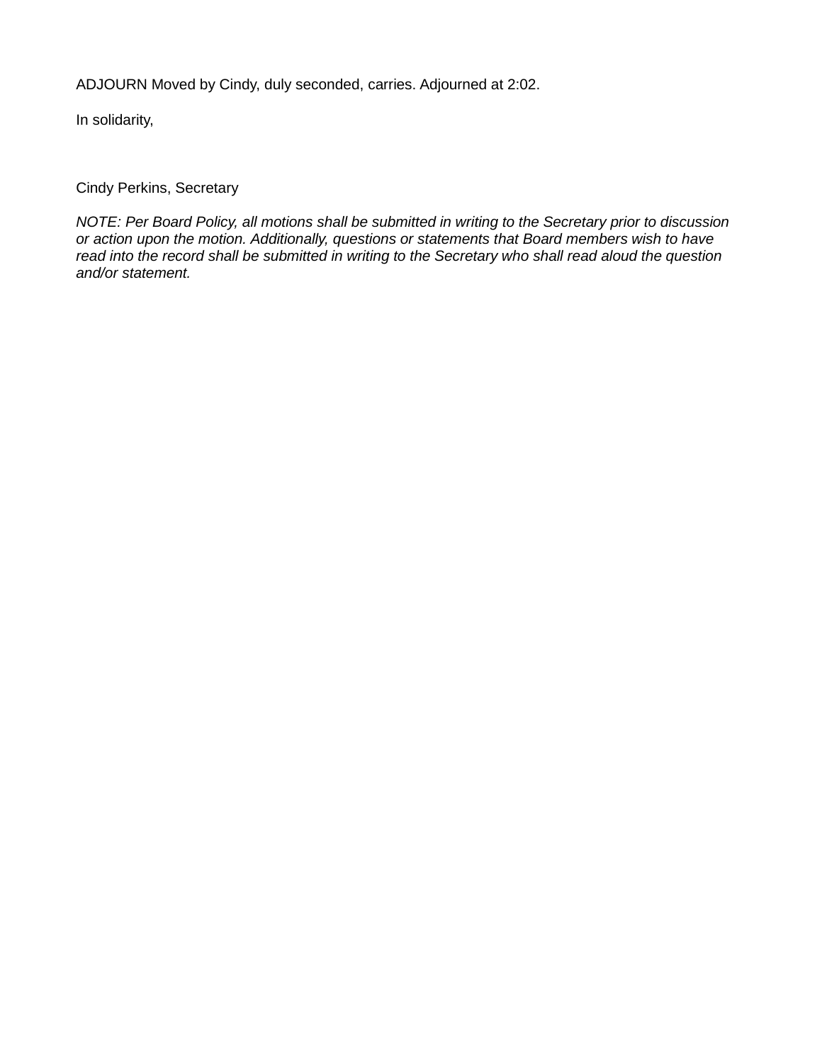ADJOURN Moved by Cindy, duly seconded, carries. Adjourned at 2:02.

In solidarity,

Cindy Perkins, Secretary

*NOTE: Per Board Policy, all motions shall be submitted in writing to the Secretary prior to discussion or action upon the motion. Additionally, questions or statements that Board members wish to have read into the record shall be submitted in writing to the Secretary who shall read aloud the question and/or statement.*